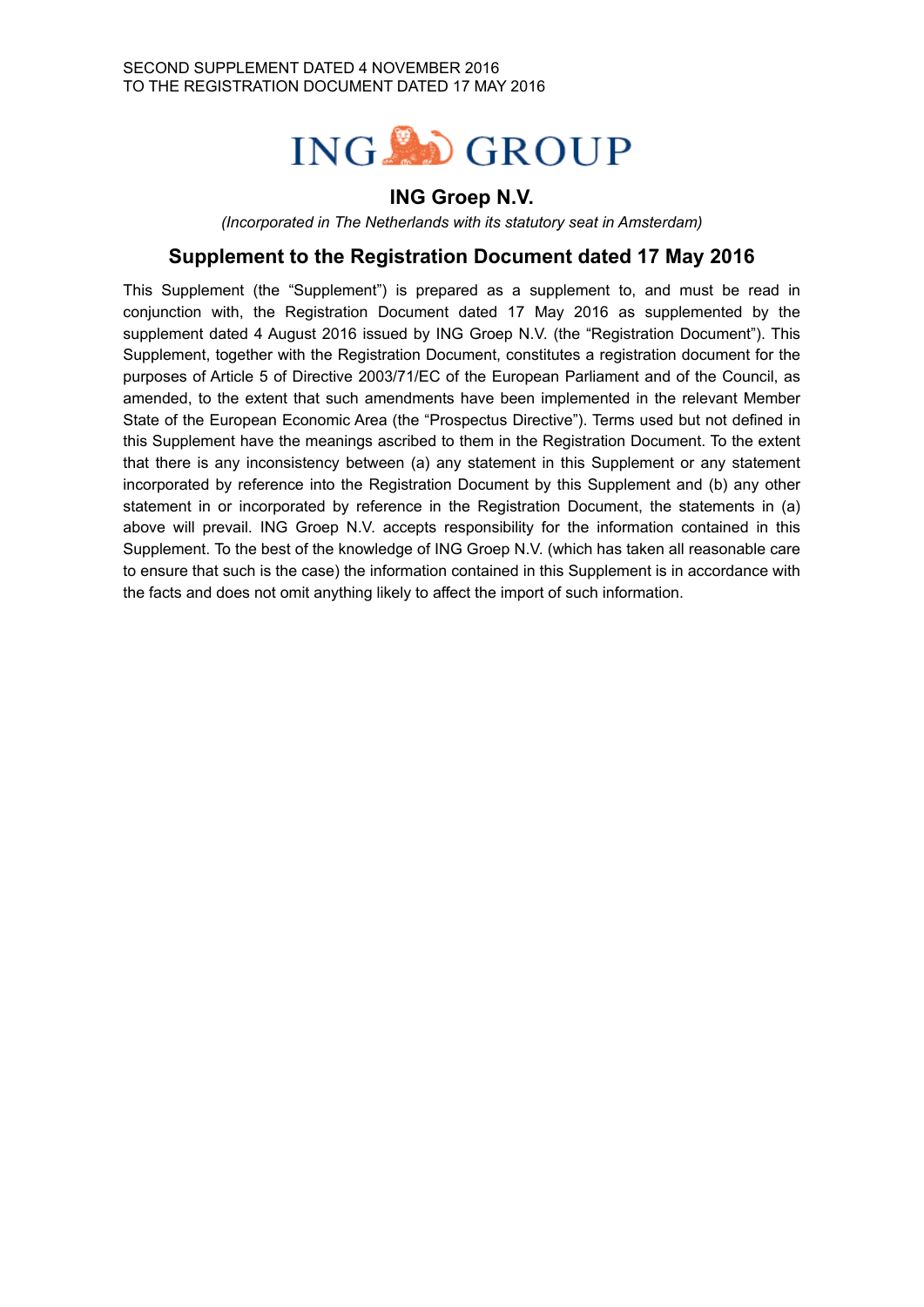SECOND SUPPLEMENT DATED 4 NOVEMBER 2016
TO THE REGISTRATION DOCUMENT DATED 17 MAY 2016

ING GROUP

# ING Groep N.V.

*(Incorporated in The Netherlands with its statutory seat in Amsterdam)*

## Supplement to the Registration Document dated 17 May 2016

This Supplement (the "Supplement") is prepared as a supplement to, and must be read in conjunction with, the Registration Document dated 17 May 2016 as supplemented by the supplement dated 4 August 2016 issued by ING Groep N.V. (the "Registration Document"). This Supplement, together with the Registration Document, constitutes a registration document for the purposes of Article 5 of Directive 2003/71/EC of the European Parliament and of the Council, as amended, to the extent that such amendments have been implemented in the relevant Member State of the European Economic Area (the "Prospectus Directive"). Terms used but not defined in this Supplement have the meanings ascribed to them in the Registration Document. To the extent that there is any inconsistency between (a) any statement in this Supplement or any statement incorporated by reference into the Registration Document by this Supplement and (b) any other statement in or incorporated by reference in the Registration Document, the statements in (a) above will prevail. ING Groep N.V. accepts responsibility for the information contained in this Supplement. To the best of the knowledge of ING Groep N.V. (which has taken all reasonable care to ensure that such is the case) the information contained in this Supplement is in accordance with the facts and does not omit anything likely to affect the import of such information.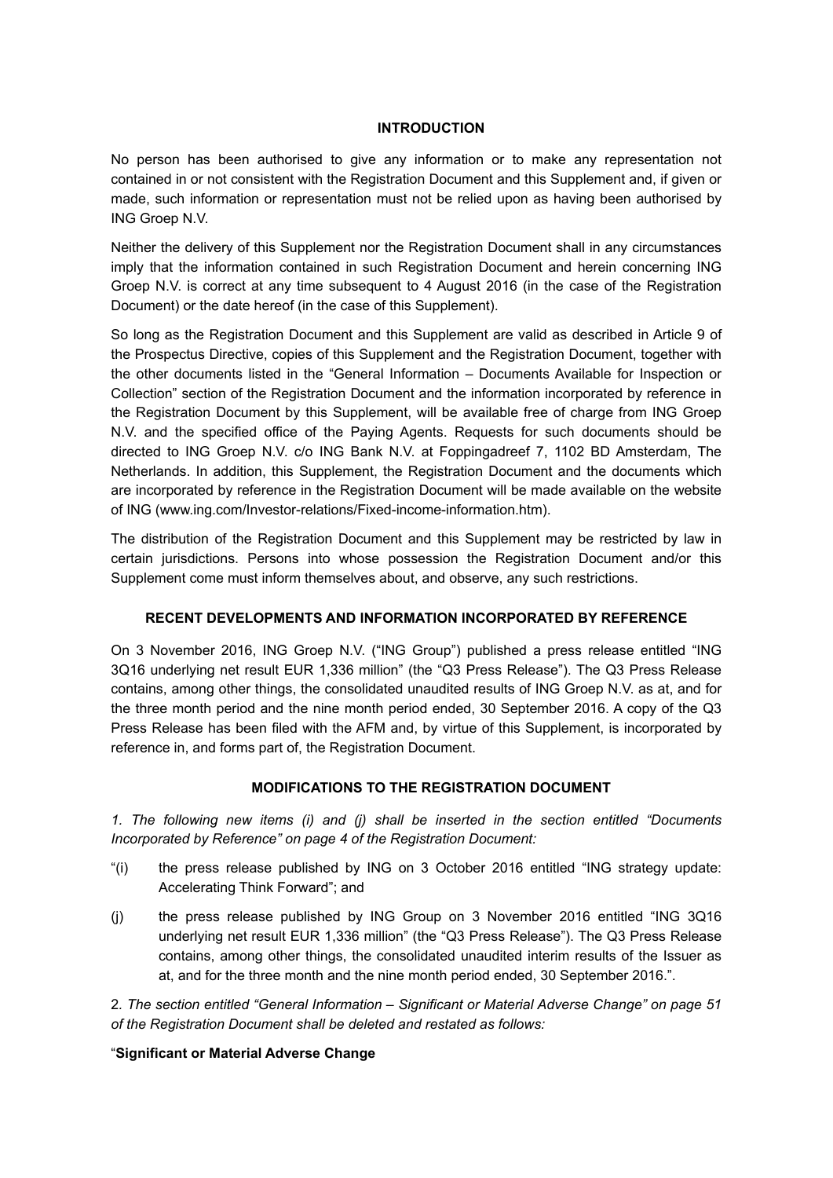## INTRODUCTION

No person has been authorised to give any information or to make any representation not contained in or not consistent with the Registration Document and this Supplement and, if given or made, such information or representation must not be relied upon as having been authorised by ING Groep N.V.

Neither the delivery of this Supplement nor the Registration Document shall in any circumstances imply that the information contained in such Registration Document and herein concerning ING Groep N.V. is correct at any time subsequent to 4 August 2016 (in the case of the Registration Document) or the date hereof (in the case of this Supplement).

So long as the Registration Document and this Supplement are valid as described in Article 9 of the Prospectus Directive, copies of this Supplement and the Registration Document, together with the other documents listed in the "General Information – Documents Available for Inspection or Collection" section of the Registration Document and the information incorporated by reference in the Registration Document by this Supplement, will be available free of charge from ING Groep N.V. and the specified office of the Paying Agents. Requests for such documents should be directed to ING Groep N.V. c/o ING Bank N.V. at Foppingadreef 7, 1102 BD Amsterdam, The Netherlands. In addition, this Supplement, the Registration Document and the documents which are incorporated by reference in the Registration Document will be made available on the website of ING (www.ing.com/Investor-relations/Fixed-income-information.htm).

The distribution of the Registration Document and this Supplement may be restricted by law in certain jurisdictions. Persons into whose possession the Registration Document and/or this Supplement come must inform themselves about, and observe, any such restrictions.

## RECENT DEVELOPMENTS AND INFORMATION INCORPORATED BY REFERENCE

On 3 November 2016, ING Groep N.V. ("ING Group") published a press release entitled "ING 3Q16 underlying net result EUR 1,336 million" (the "Q3 Press Release"). The Q3 Press Release contains, among other things, the consolidated unaudited results of ING Groep N.V. as at, and for the three month period and the nine month period ended, 30 September 2016. A copy of the Q3 Press Release has been filed with the AFM and, by virtue of this Supplement, is incorporated by reference in, and forms part of, the Registration Document.

## MODIFICATIONS TO THE REGISTRATION DOCUMENT

*1. The following new items (i) and (j) shall be inserted in the section entitled "Documents Incorporated by Reference" on page 4 of the Registration Document:*

"(i) the press release published by ING on 3 October 2016 entitled "ING strategy update: Accelerating Think Forward"; and

(j) the press release published by ING Group on 3 November 2016 entitled "ING 3Q16 underlying net result EUR 1,336 million" (the "Q3 Press Release"). The Q3 Press Release contains, among other things, the consolidated unaudited interim results of the Issuer as at, and for the three month and the nine month period ended, 30 September 2016.".

2. *The section entitled "General Information – Significant or Material Adverse Change" on page 51 of the Registration Document shall be deleted and restated as follows:*

"**Significant or Material Adverse Change**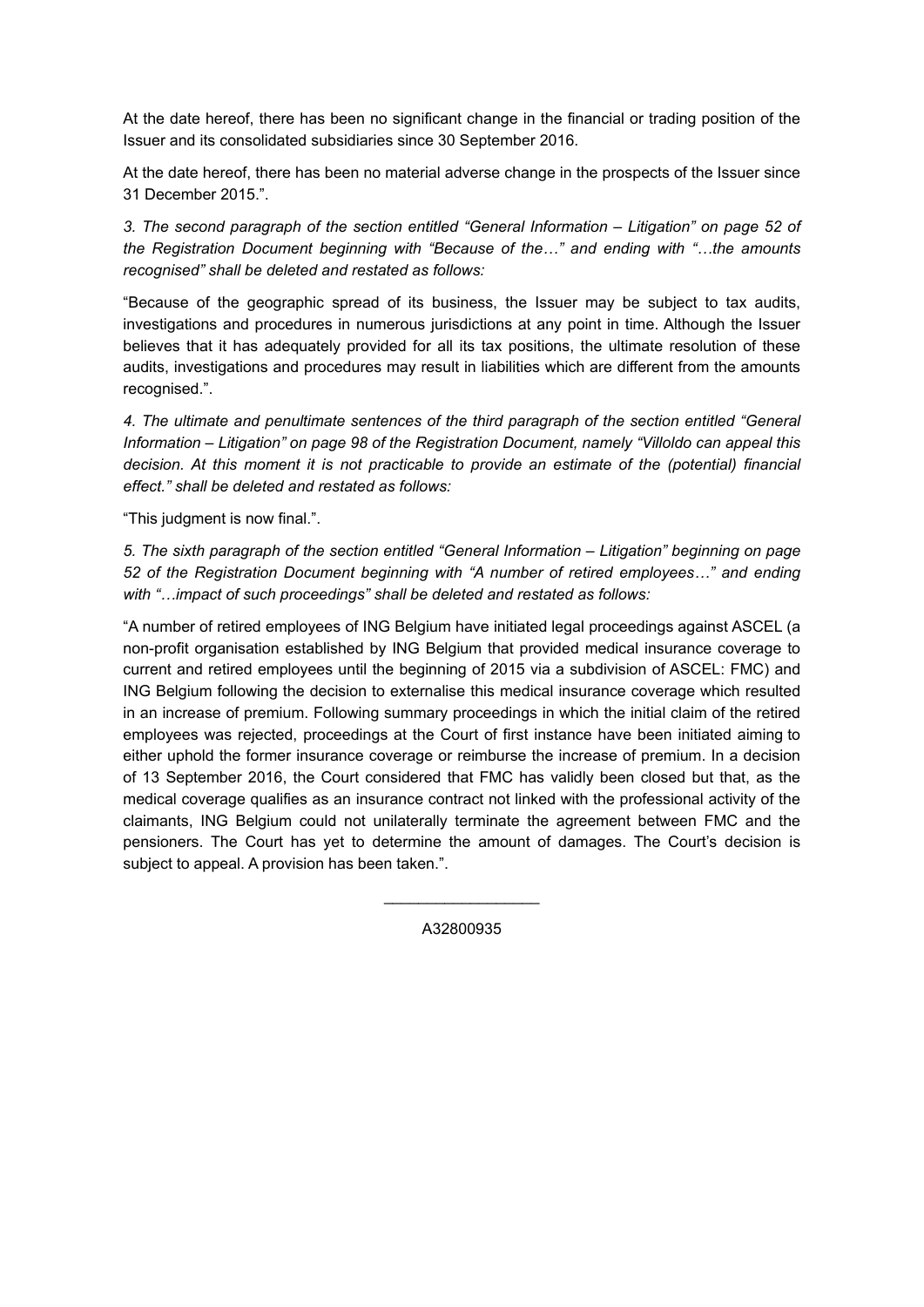At the date hereof, there has been no significant change in the financial or trading position of the Issuer and its consolidated subsidiaries since 30 September 2016.

At the date hereof, there has been no material adverse change in the prospects of the Issuer since 31 December 2015.".

*3. The second paragraph of the section entitled "General Information – Litigation" on page 52 of the Registration Document beginning with "Because of the…" and ending with "…the amounts recognised" shall be deleted and restated as follows:*

"Because of the geographic spread of its business, the Issuer may be subject to tax audits, investigations and procedures in numerous jurisdictions at any point in time. Although the Issuer believes that it has adequately provided for all its tax positions, the ultimate resolution of these audits, investigations and procedures may result in liabilities which are different from the amounts recognised.".

*4. The ultimate and penultimate sentences of the third paragraph of the section entitled "General Information – Litigation" on page 98 of the Registration Document, namely "Villoldo can appeal this decision. At this moment it is not practicable to provide an estimate of the (potential) financial effect." shall be deleted and restated as follows:*

"This judgment is now final.".

*5. The sixth paragraph of the section entitled "General Information – Litigation" beginning on page 52 of the Registration Document beginning with "A number of retired employees…" and ending with "…impact of such proceedings" shall be deleted and restated as follows:*

"A number of retired employees of ING Belgium have initiated legal proceedings against ASCEL (a non-profit organisation established by ING Belgium that provided medical insurance coverage to current and retired employees until the beginning of 2015 via a subdivision of ASCEL: FMC) and ING Belgium following the decision to externalise this medical insurance coverage which resulted in an increase of premium. Following summary proceedings in which the initial claim of the retired employees was rejected, proceedings at the Court of first instance have been initiated aiming to either uphold the former insurance coverage or reimburse the increase of premium. In a decision of 13 September 2016, the Court considered that FMC has validly been closed but that, as the medical coverage qualifies as an insurance contract not linked with the professional activity of the claimants, ING Belgium could not unilaterally terminate the agreement between FMC and the pensioners. The Court has yet to determine the amount of damages. The Court's decision is subject to appeal. A provision has been taken.".

---

A32800935